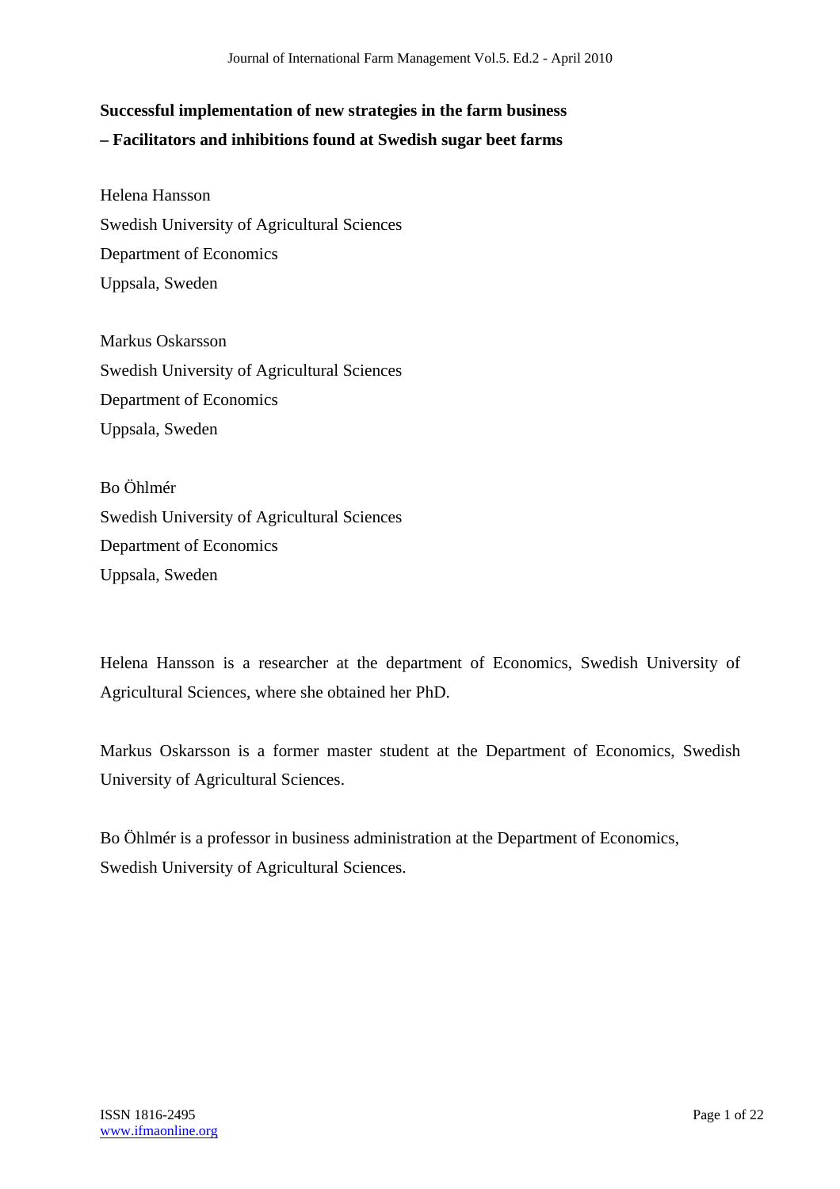# Successful implementation of new strategies in the farm business

## – Facilitators and inhibitions found at Swedish sugar beet farms

Helena Hansson
Swedish University of Agricultural Sciences
Department of Economics
Uppsala, Sweden

Markus Oskarsson
Swedish University of Agricultural Sciences
Department of Economics
Uppsala, Sweden

Bo Öhlmér
Swedish University of Agricultural Sciences
Department of Economics
Uppsala, Sweden

Helena Hansson is a researcher at the department of Economics, Swedish University of Agricultural Sciences, where she obtained her PhD.

Markus Oskarsson is a former master student at the Department of Economics, Swedish University of Agricultural Sciences.

Bo Öhlmér is a professor in business administration at the Department of Economics, Swedish University of Agricultural Sciences.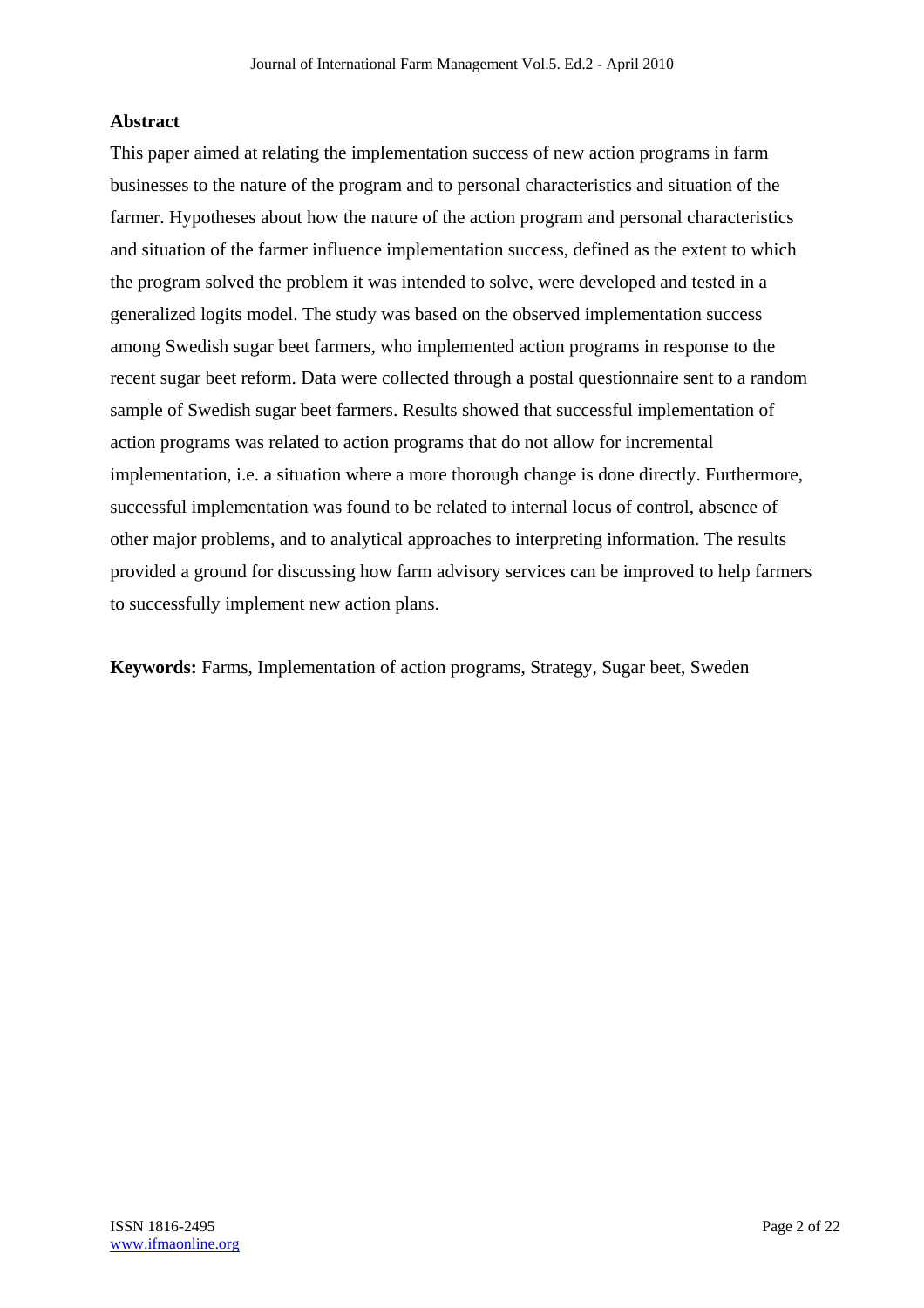## Abstract

This paper aimed at relating the implementation success of new action programs in farm businesses to the nature of the program and to personal characteristics and situation of the farmer. Hypotheses about how the nature of the action program and personal characteristics and situation of the farmer influence implementation success, defined as the extent to which the program solved the problem it was intended to solve, were developed and tested in a generalized logits model. The study was based on the observed implementation success among Swedish sugar beet farmers, who implemented action programs in response to the recent sugar beet reform. Data were collected through a postal questionnaire sent to a random sample of Swedish sugar beet farmers. Results showed that successful implementation of action programs was related to action programs that do not allow for incremental implementation, i.e. a situation where a more thorough change is done directly. Furthermore, successful implementation was found to be related to internal locus of control, absence of other major problems, and to analytical approaches to interpreting information. The results provided a ground for discussing how farm advisory services can be improved to help farmers to successfully implement new action plans.

**Keywords:** Farms, Implementation of action programs, Strategy, Sugar beet, Sweden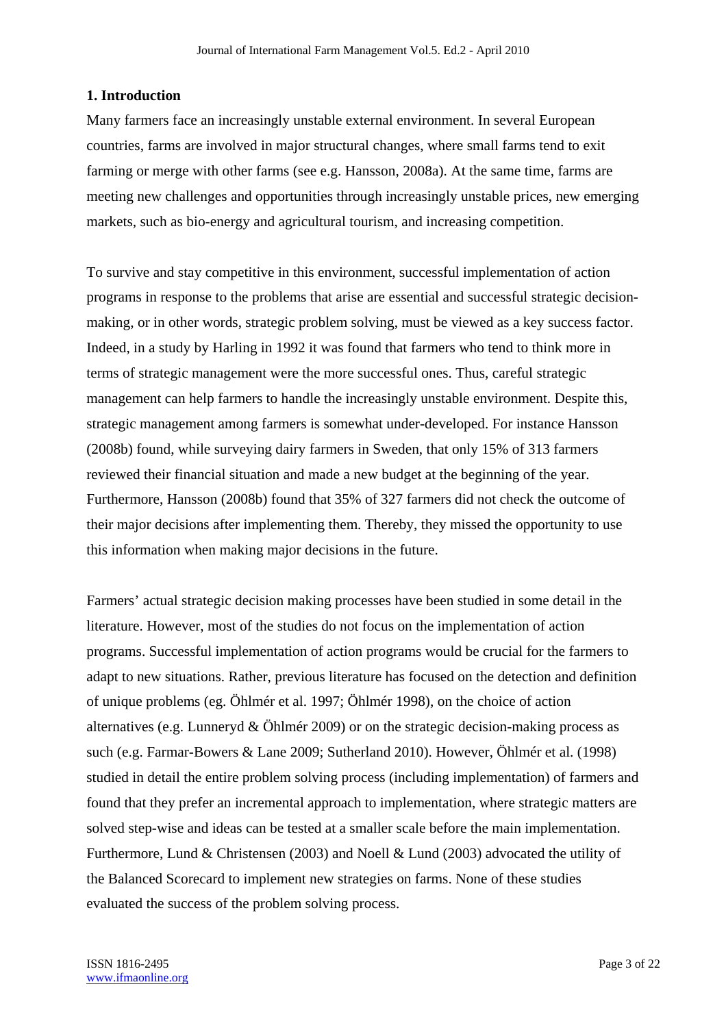## 1. Introduction

Many farmers face an increasingly unstable external environment. In several European countries, farms are involved in major structural changes, where small farms tend to exit farming or merge with other farms (see e.g. Hansson, 2008a). At the same time, farms are meeting new challenges and opportunities through increasingly unstable prices, new emerging markets, such as bio-energy and agricultural tourism, and increasing competition.

To survive and stay competitive in this environment, successful implementation of action programs in response to the problems that arise are essential and successful strategic decision-making, or in other words, strategic problem solving, must be viewed as a key success factor. Indeed, in a study by Harling in 1992 it was found that farmers who tend to think more in terms of strategic management were the more successful ones. Thus, careful strategic management can help farmers to handle the increasingly unstable environment. Despite this, strategic management among farmers is somewhat under-developed. For instance Hansson (2008b) found, while surveying dairy farmers in Sweden, that only 15% of 313 farmers reviewed their financial situation and made a new budget at the beginning of the year. Furthermore, Hansson (2008b) found that 35% of 327 farmers did not check the outcome of their major decisions after implementing them. Thereby, they missed the opportunity to use this information when making major decisions in the future.

Farmers' actual strategic decision making processes have been studied in some detail in the literature. However, most of the studies do not focus on the implementation of action programs. Successful implementation of action programs would be crucial for the farmers to adapt to new situations. Rather, previous literature has focused on the detection and definition of unique problems (eg. Öhlmér et al. 1997; Öhlmér 1998), on the choice of action alternatives (e.g. Lunneryd & Öhlmér 2009) or on the strategic decision-making process as such (e.g. Farmar-Bowers & Lane 2009; Sutherland 2010). However, Öhlmér et al. (1998) studied in detail the entire problem solving process (including implementation) of farmers and found that they prefer an incremental approach to implementation, where strategic matters are solved step-wise and ideas can be tested at a smaller scale before the main implementation. Furthermore, Lund & Christensen (2003) and Noell & Lund (2003) advocated the utility of the Balanced Scorecard to implement new strategies on farms. None of these studies evaluated the success of the problem solving process.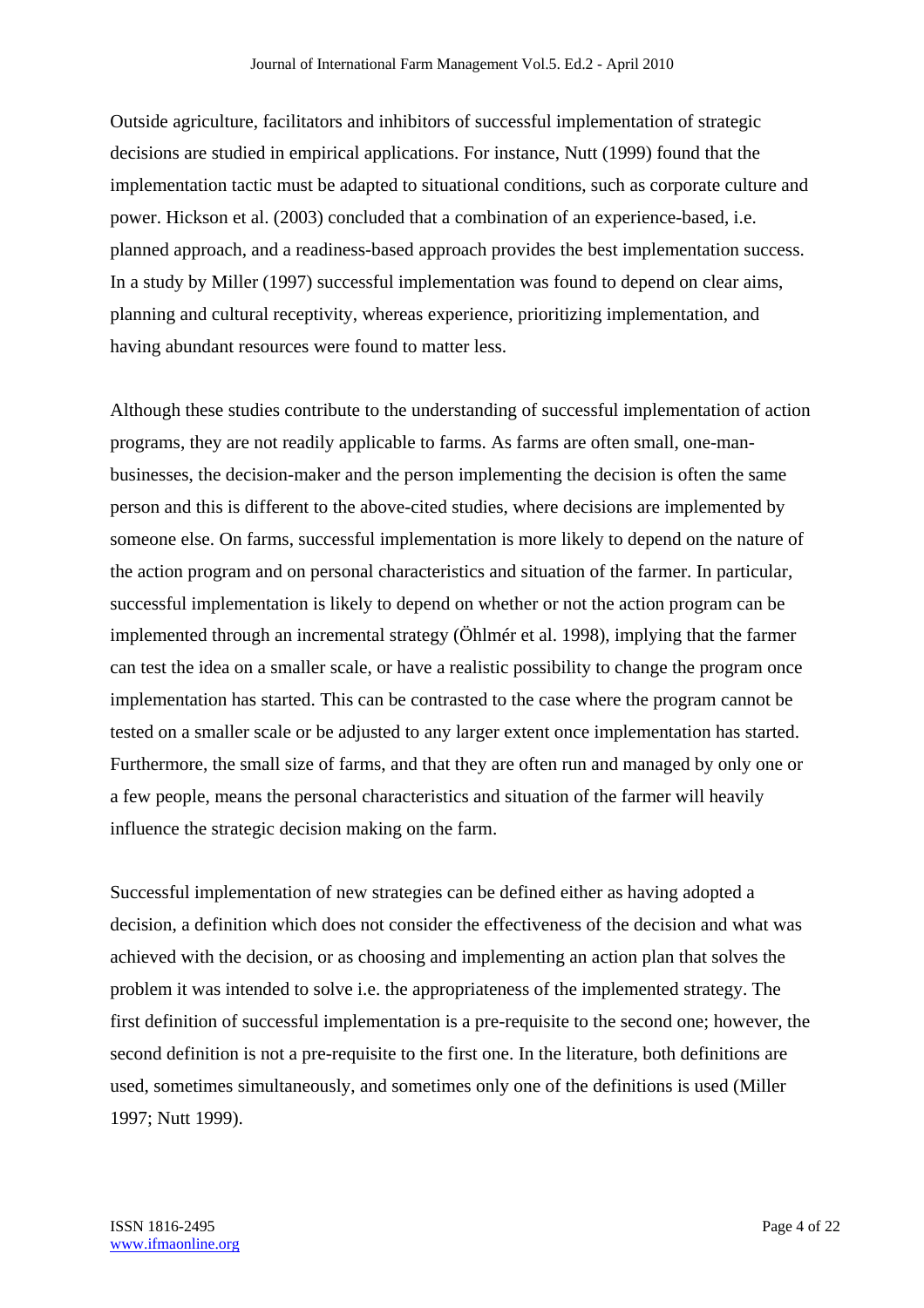Outside agriculture, facilitators and inhibitors of successful implementation of strategic decisions are studied in empirical applications. For instance, Nutt (1999) found that the implementation tactic must be adapted to situational conditions, such as corporate culture and power. Hickson et al. (2003) concluded that a combination of an experience-based, i.e. planned approach, and a readiness-based approach provides the best implementation success. In a study by Miller (1997) successful implementation was found to depend on clear aims, planning and cultural receptivity, whereas experience, prioritizing implementation, and having abundant resources were found to matter less.

Although these studies contribute to the understanding of successful implementation of action programs, they are not readily applicable to farms. As farms are often small, one-man-businesses, the decision-maker and the person implementing the decision is often the same person and this is different to the above-cited studies, where decisions are implemented by someone else. On farms, successful implementation is more likely to depend on the nature of the action program and on personal characteristics and situation of the farmer. In particular, successful implementation is likely to depend on whether or not the action program can be implemented through an incremental strategy (Öhlmér et al. 1998), implying that the farmer can test the idea on a smaller scale, or have a realistic possibility to change the program once implementation has started. This can be contrasted to the case where the program cannot be tested on a smaller scale or be adjusted to any larger extent once implementation has started. Furthermore, the small size of farms, and that they are often run and managed by only one or a few people, means the personal characteristics and situation of the farmer will heavily influence the strategic decision making on the farm.

Successful implementation of new strategies can be defined either as having adopted a decision, a definition which does not consider the effectiveness of the decision and what was achieved with the decision, or as choosing and implementing an action plan that solves the problem it was intended to solve i.e. the appropriateness of the implemented strategy. The first definition of successful implementation is a pre-requisite to the second one; however, the second definition is not a pre-requisite to the first one. In the literature, both definitions are used, sometimes simultaneously, and sometimes only one of the definitions is used (Miller 1997; Nutt 1999).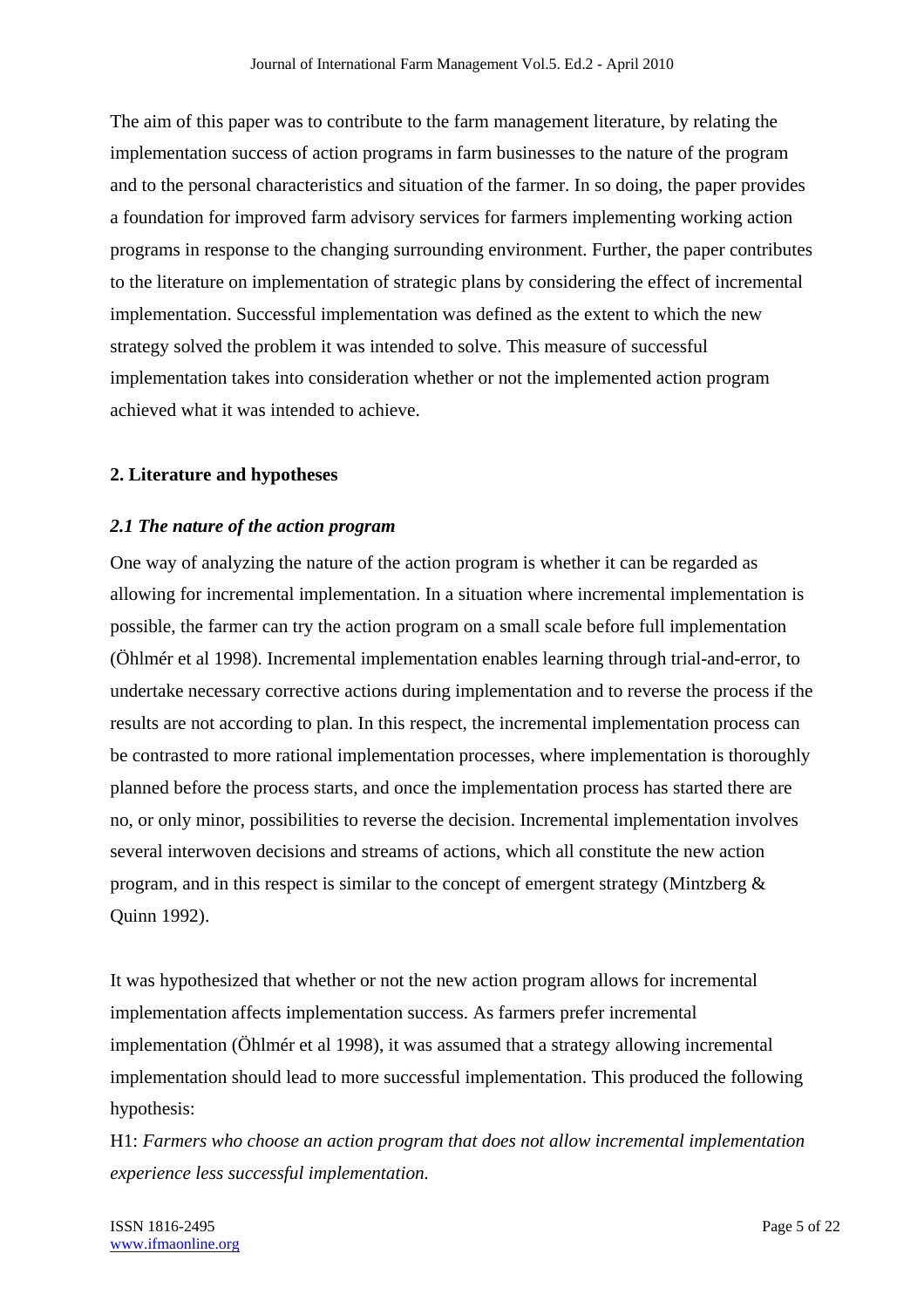The aim of this paper was to contribute to the farm management literature, by relating the implementation success of action programs in farm businesses to the nature of the program and to the personal characteristics and situation of the farmer. In so doing, the paper provides a foundation for improved farm advisory services for farmers implementing working action programs in response to the changing surrounding environment. Further, the paper contributes to the literature on implementation of strategic plans by considering the effect of incremental implementation. Successful implementation was defined as the extent to which the new strategy solved the problem it was intended to solve. This measure of successful implementation takes into consideration whether or not the implemented action program achieved what it was intended to achieve.

## 2. Literature and hypotheses

### *2.1 The nature of the action program*

One way of analyzing the nature of the action program is whether it can be regarded as allowing for incremental implementation. In a situation where incremental implementation is possible, the farmer can try the action program on a small scale before full implementation (Öhlmér et al 1998). Incremental implementation enables learning through trial-and-error, to undertake necessary corrective actions during implementation and to reverse the process if the results are not according to plan. In this respect, the incremental implementation process can be contrasted to more rational implementation processes, where implementation is thoroughly planned before the process starts, and once the implementation process has started there are no, or only minor, possibilities to reverse the decision. Incremental implementation involves several interwoven decisions and streams of actions, which all constitute the new action program, and in this respect is similar to the concept of emergent strategy (Mintzberg & Quinn 1992).

It was hypothesized that whether or not the new action program allows for incremental implementation affects implementation success. As farmers prefer incremental implementation (Öhlmér et al 1998), it was assumed that a strategy allowing incremental implementation should lead to more successful implementation. This produced the following hypothesis:

H1: *Farmers who choose an action program that does not allow incremental implementation experience less successful implementation.*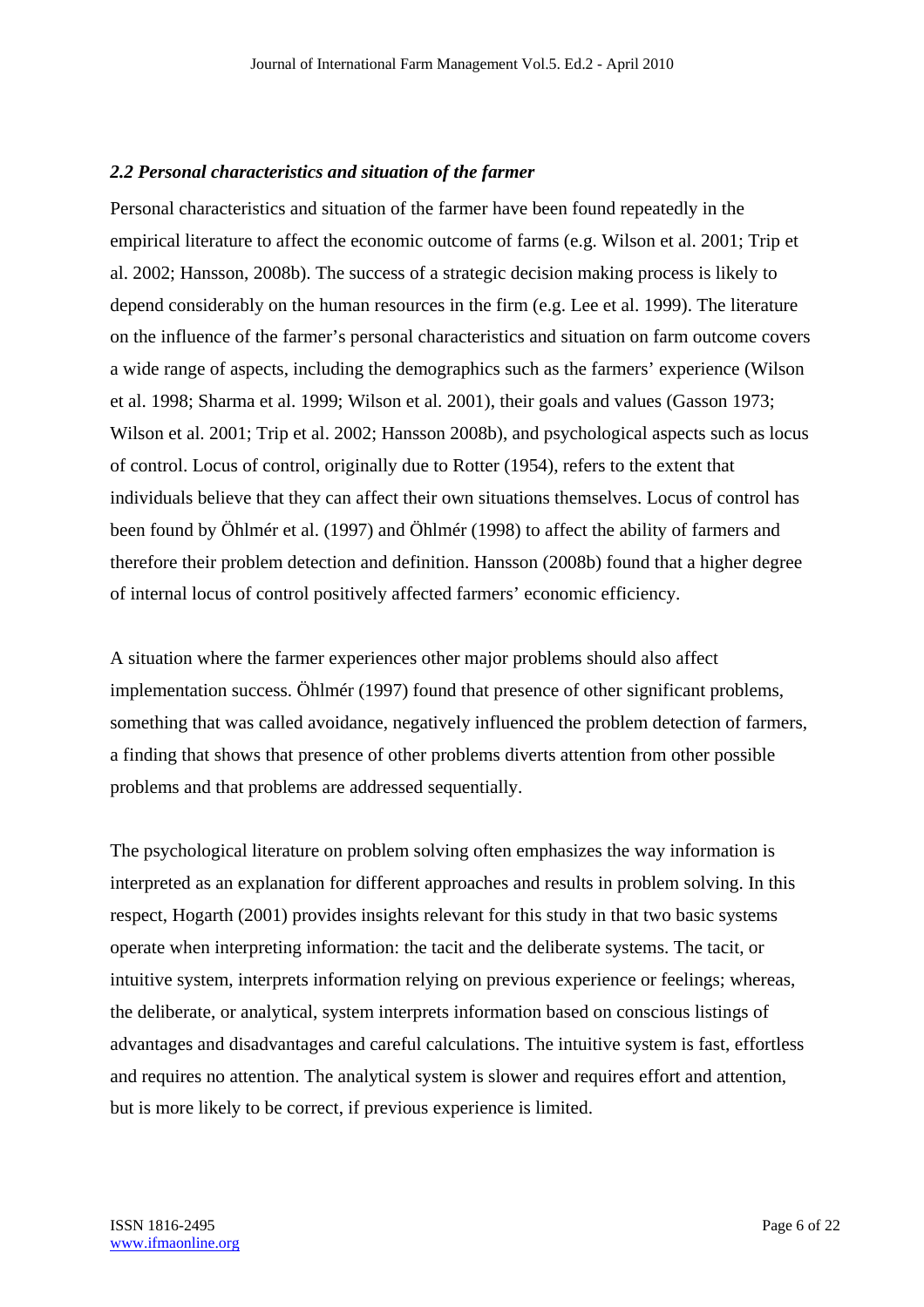### *2.2 Personal characteristics and situation of the farmer*

Personal characteristics and situation of the farmer have been found repeatedly in the empirical literature to affect the economic outcome of farms (e.g. Wilson et al. 2001; Trip et al. 2002; Hansson, 2008b). The success of a strategic decision making process is likely to depend considerably on the human resources in the firm (e.g. Lee et al. 1999). The literature on the influence of the farmer's personal characteristics and situation on farm outcome covers a wide range of aspects, including the demographics such as the farmers' experience (Wilson et al. 1998; Sharma et al. 1999; Wilson et al. 2001), their goals and values (Gasson 1973; Wilson et al. 2001; Trip et al. 2002; Hansson 2008b), and psychological aspects such as locus of control. Locus of control, originally due to Rotter (1954), refers to the extent that individuals believe that they can affect their own situations themselves. Locus of control has been found by Öhlmér et al. (1997) and Öhlmér (1998) to affect the ability of farmers and therefore their problem detection and definition. Hansson (2008b) found that a higher degree of internal locus of control positively affected farmers' economic efficiency.

A situation where the farmer experiences other major problems should also affect implementation success. Öhlmér (1997) found that presence of other significant problems, something that was called avoidance, negatively influenced the problem detection of farmers, a finding that shows that presence of other problems diverts attention from other possible problems and that problems are addressed sequentially.

The psychological literature on problem solving often emphasizes the way information is interpreted as an explanation for different approaches and results in problem solving. In this respect, Hogarth (2001) provides insights relevant for this study in that two basic systems operate when interpreting information: the tacit and the deliberate systems. The tacit, or intuitive system, interprets information relying on previous experience or feelings; whereas, the deliberate, or analytical, system interprets information based on conscious listings of advantages and disadvantages and careful calculations. The intuitive system is fast, effortless and requires no attention. The analytical system is slower and requires effort and attention, but is more likely to be correct, if previous experience is limited.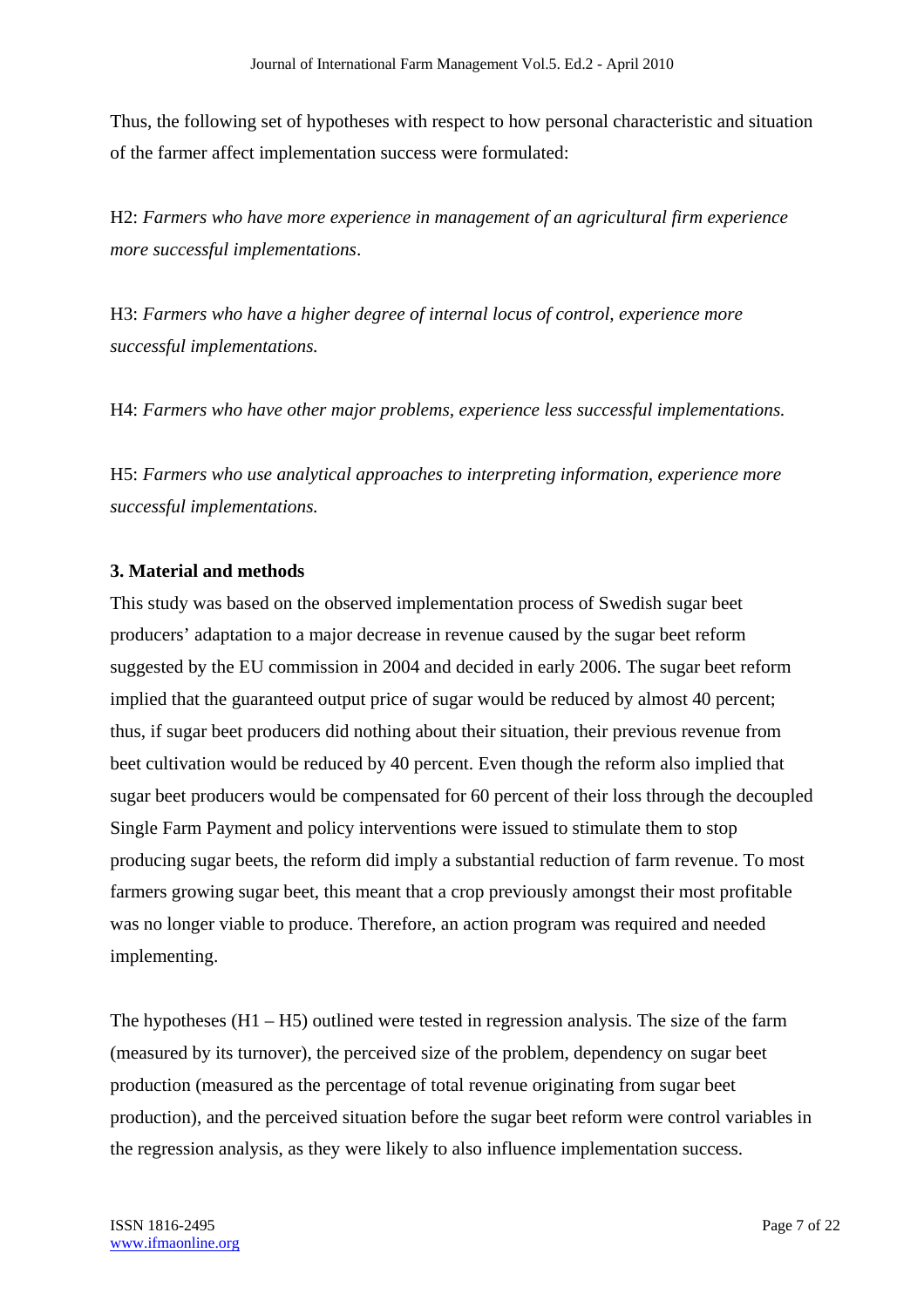Thus, the following set of hypotheses with respect to how personal characteristic and situation of the farmer affect implementation success were formulated:

H2: *Farmers who have more experience in management of an agricultural firm experience more successful implementations*.

H3: *Farmers who have a higher degree of internal locus of control, experience more successful implementations.*

H4: *Farmers who have other major problems, experience less successful implementations.*

H5: *Farmers who use analytical approaches to interpreting information, experience more successful implementations.*

## 3. Material and methods

This study was based on the observed implementation process of Swedish sugar beet producers' adaptation to a major decrease in revenue caused by the sugar beet reform suggested by the EU commission in 2004 and decided in early 2006. The sugar beet reform implied that the guaranteed output price of sugar would be reduced by almost 40 percent; thus, if sugar beet producers did nothing about their situation, their previous revenue from beet cultivation would be reduced by 40 percent. Even though the reform also implied that sugar beet producers would be compensated for 60 percent of their loss through the decoupled Single Farm Payment and policy interventions were issued to stimulate them to stop producing sugar beets, the reform did imply a substantial reduction of farm revenue. To most farmers growing sugar beet, this meant that a crop previously amongst their most profitable was no longer viable to produce. Therefore, an action program was required and needed implementing.

The hypotheses (H1 – H5) outlined were tested in regression analysis. The size of the farm (measured by its turnover), the perceived size of the problem, dependency on sugar beet production (measured as the percentage of total revenue originating from sugar beet production), and the perceived situation before the sugar beet reform were control variables in the regression analysis, as they were likely to also influence implementation success.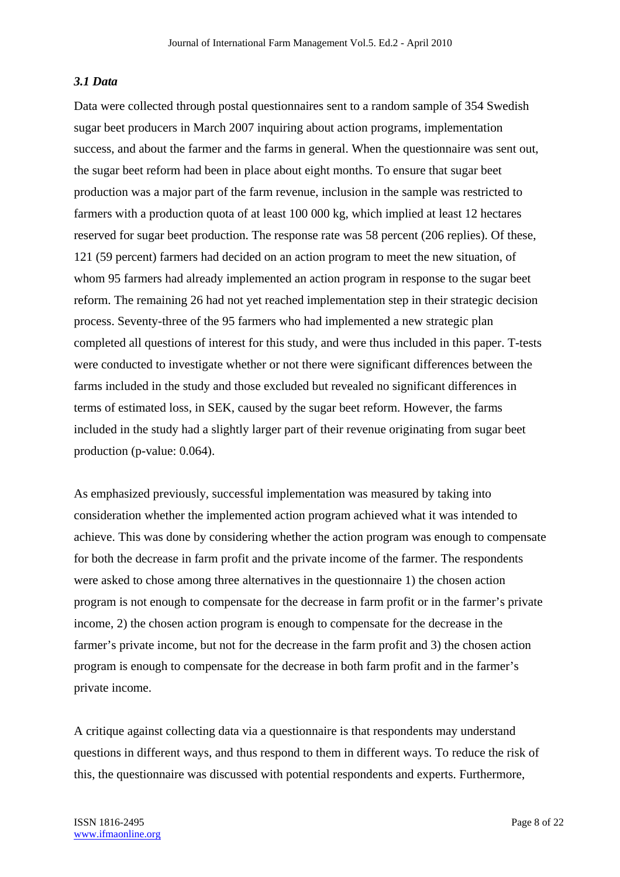### *3.1 Data*

Data were collected through postal questionnaires sent to a random sample of 354 Swedish sugar beet producers in March 2007 inquiring about action programs, implementation success, and about the farmer and the farms in general. When the questionnaire was sent out, the sugar beet reform had been in place about eight months. To ensure that sugar beet production was a major part of the farm revenue, inclusion in the sample was restricted to farmers with a production quota of at least 100 000 kg, which implied at least 12 hectares reserved for sugar beet production. The response rate was 58 percent (206 replies). Of these, 121 (59 percent) farmers had decided on an action program to meet the new situation, of whom 95 farmers had already implemented an action program in response to the sugar beet reform. The remaining 26 had not yet reached implementation step in their strategic decision process. Seventy-three of the 95 farmers who had implemented a new strategic plan completed all questions of interest for this study, and were thus included in this paper. T-tests were conducted to investigate whether or not there were significant differences between the farms included in the study and those excluded but revealed no significant differences in terms of estimated loss, in SEK, caused by the sugar beet reform. However, the farms included in the study had a slightly larger part of their revenue originating from sugar beet production (p-value: 0.064).

As emphasized previously, successful implementation was measured by taking into consideration whether the implemented action program achieved what it was intended to achieve. This was done by considering whether the action program was enough to compensate for both the decrease in farm profit and the private income of the farmer. The respondents were asked to chose among three alternatives in the questionnaire 1) the chosen action program is not enough to compensate for the decrease in farm profit or in the farmer's private income, 2) the chosen action program is enough to compensate for the decrease in the farmer's private income, but not for the decrease in the farm profit and 3) the chosen action program is enough to compensate for the decrease in both farm profit and in the farmer's private income.

A critique against collecting data via a questionnaire is that respondents may understand questions in different ways, and thus respond to them in different ways. To reduce the risk of this, the questionnaire was discussed with potential respondents and experts. Furthermore,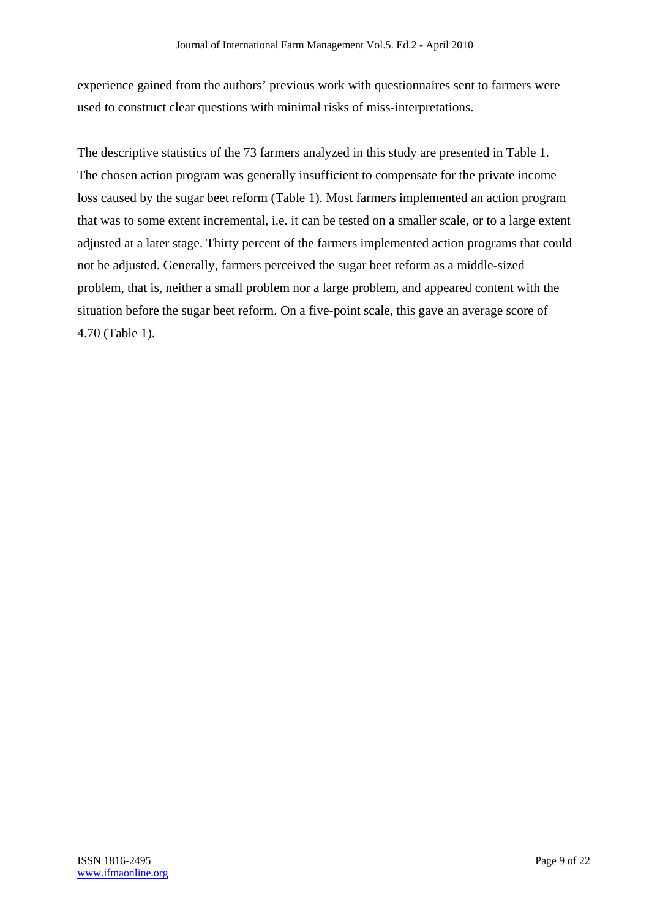experience gained from the authors' previous work with questionnaires sent to farmers were used to construct clear questions with minimal risks of miss-interpretations.

The descriptive statistics of the 73 farmers analyzed in this study are presented in Table 1. The chosen action program was generally insufficient to compensate for the private income loss caused by the sugar beet reform (Table 1). Most farmers implemented an action program that was to some extent incremental, i.e. it can be tested on a smaller scale, or to a large extent adjusted at a later stage. Thirty percent of the farmers implemented action programs that could not be adjusted. Generally, farmers perceived the sugar beet reform as a middle-sized problem, that is, neither a small problem nor a large problem, and appeared content with the situation before the sugar beet reform. On a five-point scale, this gave an average score of 4.70 (Table 1).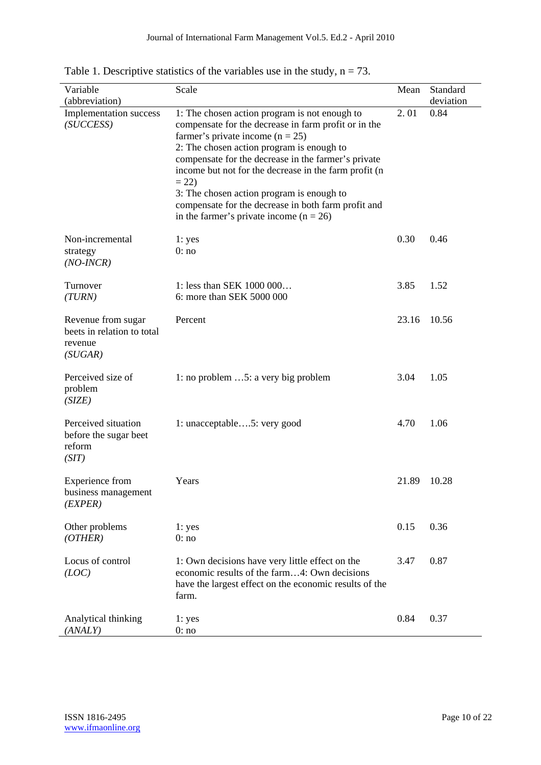Table 1. Descriptive statistics of the variables use in the study, n = 73.

| Variable (abbreviation) | Scale | Mean | Standard deviation |
|---|---|---|---|
| Implementation success *(SUCCESS)* | 1: The chosen action program is not enough to compensate for the decrease in farm profit or in the farmer's private income (n = 25)<br>2: The chosen action program is enough to compensate for the decrease in the farmer's private income but not for the decrease in the farm profit (n = 22)<br>3: The chosen action program is enough to compensate for the decrease in both farm profit and in the farmer's private income (n = 26) | 2. 01 | 0.84 |
| Non-incremental strategy *(NO-INCR)* | 1: yes<br>0: no | 0.30 | 0.46 |
| Turnover *(TURN)* | 1: less than SEK 1000 000…<br>6: more than SEK 5000 000 | 3.85 | 1.52 |
| Revenue from sugar beets in relation to total revenue *(SUGAR)* | Percent | 23.16 | 10.56 |
| Perceived size of problem *(SIZE)* | 1: no problem …5: a very big problem | 3.04 | 1.05 |
| Perceived situation before the sugar beet reform *(SIT)* | 1: unacceptable….5: very good | 4.70 | 1.06 |
| Experience from business management *(EXPER)* | Years | 21.89 | 10.28 |
| Other problems *(OTHER)* | 1: yes<br>0: no | 0.15 | 0.36 |
| Locus of control *(LOC)* | 1: Own decisions have very little effect on the economic results of the farm…4: Own decisions have the largest effect on the economic results of the farm. | 3.47 | 0.87 |
| Analytical thinking *(ANALY)* | 1: yes<br>0: no | 0.84 | 0.37 |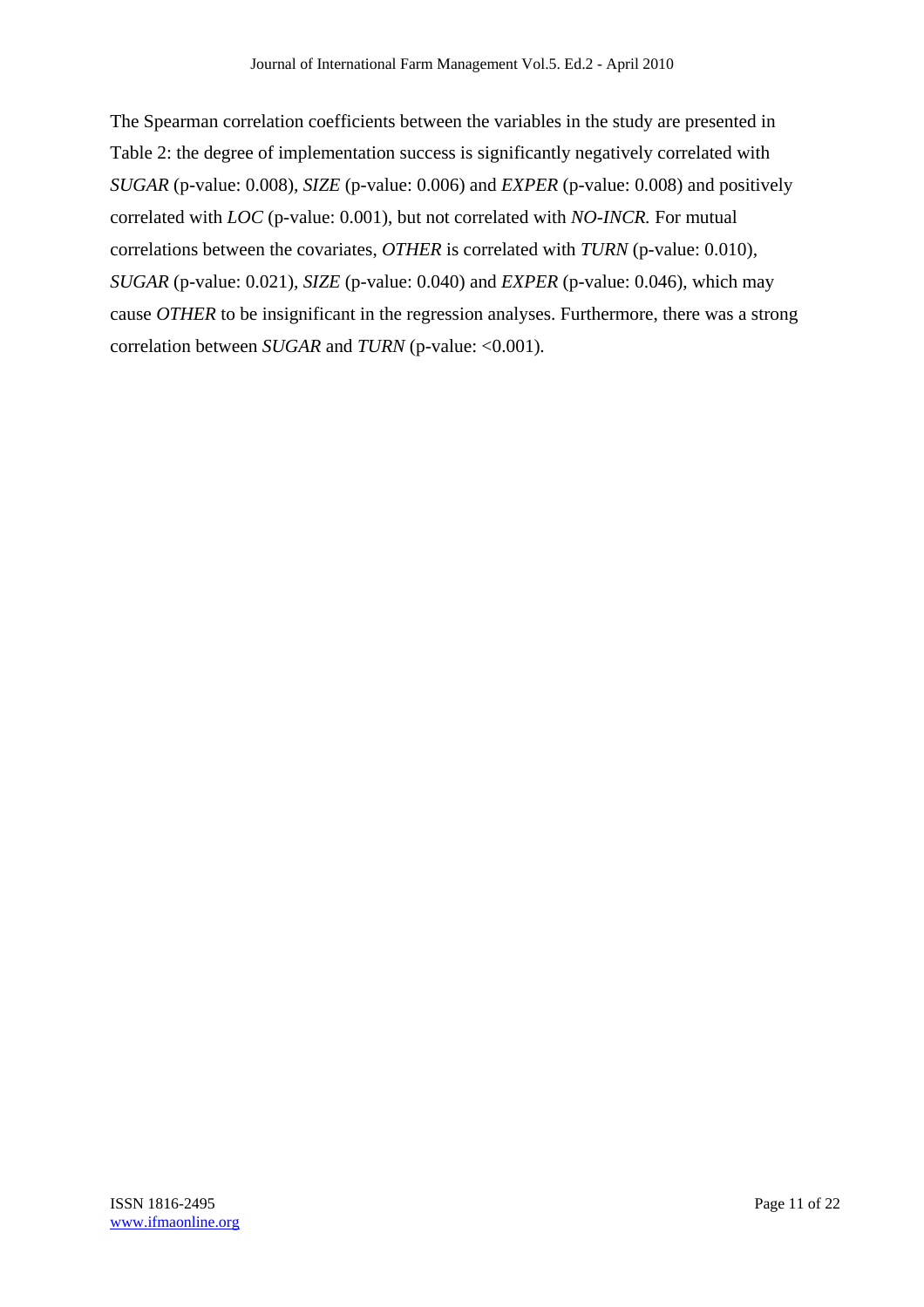The Spearman correlation coefficients between the variables in the study are presented in Table 2: the degree of implementation success is significantly negatively correlated with *SUGAR* (p-value: 0.008), *SIZE* (p-value: 0.006) and *EXPER* (p-value: 0.008) and positively correlated with *LOC* (p-value: 0.001), but not correlated with *NO-INCR.* For mutual correlations between the covariates, *OTHER* is correlated with *TURN* (p-value: 0.010), *SUGAR* (p-value: 0.021), *SIZE* (p-value: 0.040) and *EXPER* (p-value: 0.046), which may cause *OTHER* to be insignificant in the regression analyses. Furthermore, there was a strong correlation between *SUGAR* and *TURN* (p-value: <0.001).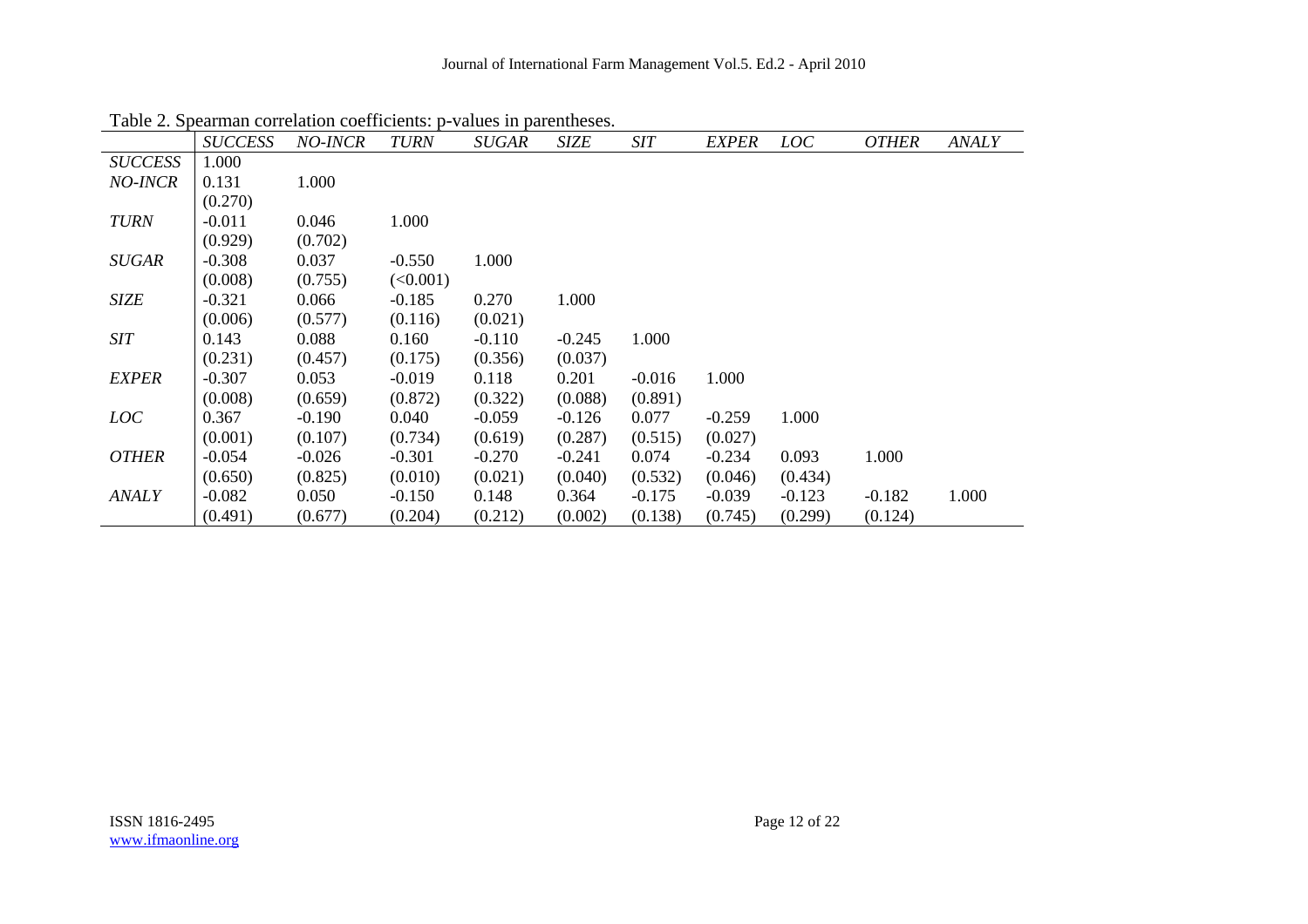Table 2. Spearman correlation coefficients: p-values in parentheses.

| | *SUCCESS* | *NO-INCR* | *TURN* | *SUGAR* | *SIZE* | *SIT* | *EXPER* | *LOC* | *OTHER* | *ANALY* |
|---|---|---|---|---|---|---|---|---|---|---|
| *SUCCESS* | 1.000 | | | | | | | | | |
| *NO-INCR* | 0.131 | 1.000 | | | | | | | | |
| | (0.270) | | | | | | | | | |
| *TURN* | -0.011 | 0.046 | 1.000 | | | | | | | |
| | (0.929) | (0.702) | | | | | | | | |
| *SUGAR* | -0.308 | 0.037 | -0.550 | 1.000 | | | | | | |
| | (0.008) | (0.755) | (<0.001) | | | | | | | |
| *SIZE* | -0.321 | 0.066 | -0.185 | 0.270 | 1.000 | | | | | |
| | (0.006) | (0.577) | (0.116) | (0.021) | | | | | | |
| *SIT* | 0.143 | 0.088 | 0.160 | -0.110 | -0.245 | 1.000 | | | | |
| | (0.231) | (0.457) | (0.175) | (0.356) | (0.037) | | | | | |
| *EXPER* | -0.307 | 0.053 | -0.019 | 0.118 | 0.201 | -0.016 | 1.000 | | | |
| | (0.008) | (0.659) | (0.872) | (0.322) | (0.088) | (0.891) | | | | |
| *LOC* | 0.367 | -0.190 | 0.040 | -0.059 | -0.126 | 0.077 | -0.259 | 1.000 | | |
| | (0.001) | (0.107) | (0.734) | (0.619) | (0.287) | (0.515) | (0.027) | | | |
| *OTHER* | -0.054 | -0.026 | -0.301 | -0.270 | -0.241 | 0.074 | -0.234 | 0.093 | 1.000 | |
| | (0.650) | (0.825) | (0.010) | (0.021) | (0.040) | (0.532) | (0.046) | (0.434) | | |
| *ANALY* | -0.082 | 0.050 | -0.150 | 0.148 | 0.364 | -0.175 | -0.039 | -0.123 | -0.182 | 1.000 |
| | (0.491) | (0.677) | (0.204) | (0.212) | (0.002) | (0.138) | (0.745) | (0.299) | (0.124) | |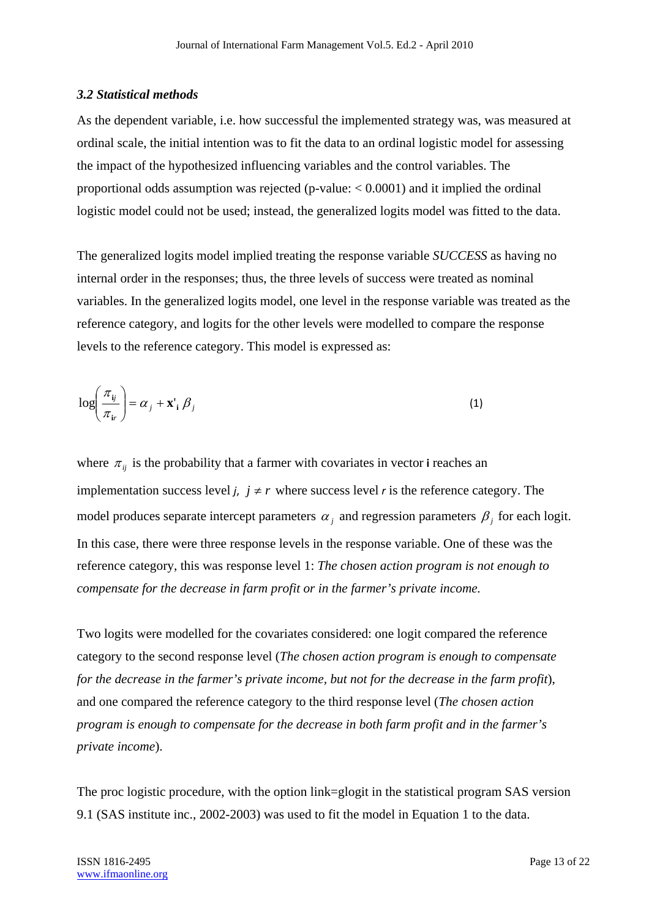### *3.2 Statistical methods*

As the dependent variable, i.e. how successful the implemented strategy was, was measured at ordinal scale, the initial intention was to fit the data to an ordinal logistic model for assessing the impact of the hypothesized influencing variables and the control variables. The proportional odds assumption was rejected (p-value: < 0.0001) and it implied the ordinal logistic model could not be used; instead, the generalized logits model was fitted to the data.

The generalized logits model implied treating the response variable *SUCCESS* as having no internal order in the responses; thus, the three levels of success were treated as nominal variables. In the generalized logits model, one level in the response variable was treated as the reference category, and logits for the other levels were modelled to compare the response levels to the reference category. This model is expressed as:

$$\log\left(\frac{\pi_{\mathbf{i}j}}{\pi_{\mathbf{i}r}}\right) = \alpha_j + \mathbf{x}'_{\mathbf{i}}\,\beta_j \tag{1}$$

where $\pi_{ij}$ is the probability that a farmer with covariates in vector **i** reaches an implementation success level *j*, $j \neq r$ where success level *r* is the reference category. The model produces separate intercept parameters $\alpha_j$ and regression parameters $\beta_j$ for each logit. In this case, there were three response levels in the response variable. One of these was the reference category, this was response level 1: *The chosen action program is not enough to compensate for the decrease in farm profit or in the farmer's private income.*

Two logits were modelled for the covariates considered: one logit compared the reference category to the second response level (*The chosen action program is enough to compensate for the decrease in the farmer's private income, but not for the decrease in the farm profit*), and one compared the reference category to the third response level (*The chosen action program is enough to compensate for the decrease in both farm profit and in the farmer's private income*).

The proc logistic procedure, with the option link=glogit in the statistical program SAS version 9.1 (SAS institute inc., 2002-2003) was used to fit the model in Equation 1 to the data.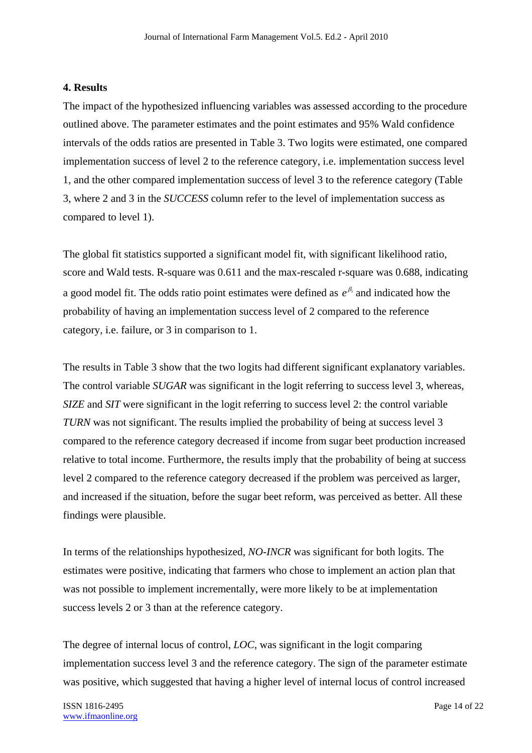## 4. Results

The impact of the hypothesized influencing variables was assessed according to the procedure outlined above. The parameter estimates and the point estimates and 95% Wald confidence intervals of the odds ratios are presented in Table 3. Two logits were estimated, one compared implementation success of level 2 to the reference category, i.e. implementation success level 1, and the other compared implementation success of level 3 to the reference category (Table 3, where 2 and 3 in the *SUCCESS* column refer to the level of implementation success as compared to level 1).

The global fit statistics supported a significant model fit, with significant likelihood ratio, score and Wald tests. R-square was 0.611 and the max-rescaled r-square was 0.688, indicating a good model fit. The odds ratio point estimates were defined as $e^{\beta_i}$ and indicated how the probability of having an implementation success level of 2 compared to the reference category, i.e. failure, or 3 in comparison to 1.

The results in Table 3 show that the two logits had different significant explanatory variables. The control variable *SUGAR* was significant in the logit referring to success level 3, whereas, *SIZE* and *SIT* were significant in the logit referring to success level 2: the control variable *TURN* was not significant. The results implied the probability of being at success level 3 compared to the reference category decreased if income from sugar beet production increased relative to total income. Furthermore, the results imply that the probability of being at success level 2 compared to the reference category decreased if the problem was perceived as larger, and increased if the situation, before the sugar beet reform, was perceived as better. All these findings were plausible.

In terms of the relationships hypothesized, *NO-INCR* was significant for both logits. The estimates were positive, indicating that farmers who chose to implement an action plan that was not possible to implement incrementally, were more likely to be at implementation success levels 2 or 3 than at the reference category.

The degree of internal locus of control, *LOC*, was significant in the logit comparing implementation success level 3 and the reference category. The sign of the parameter estimate was positive, which suggested that having a higher level of internal locus of control increased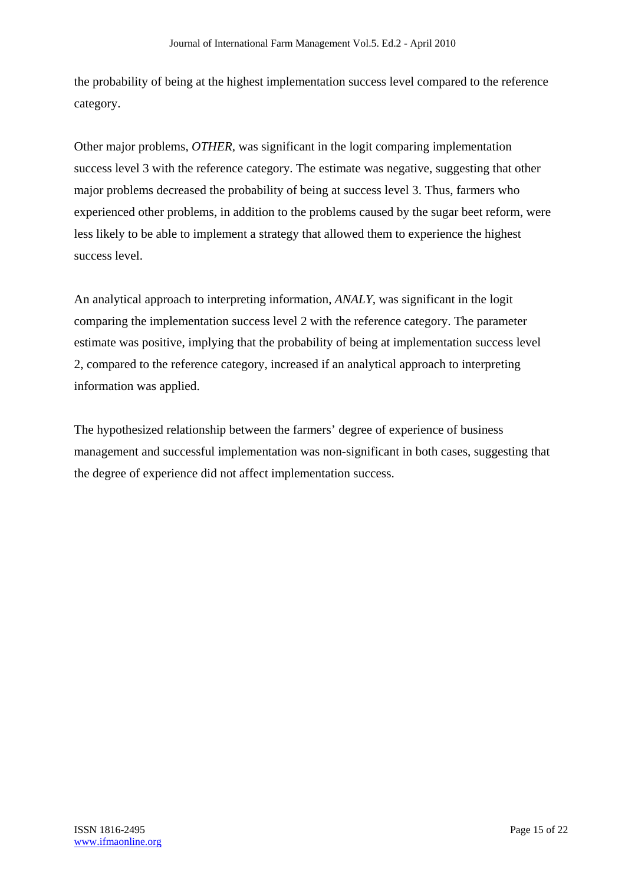the probability of being at the highest implementation success level compared to the reference category.

Other major problems, *OTHER*, was significant in the logit comparing implementation success level 3 with the reference category. The estimate was negative, suggesting that other major problems decreased the probability of being at success level 3. Thus, farmers who experienced other problems, in addition to the problems caused by the sugar beet reform, were less likely to be able to implement a strategy that allowed them to experience the highest success level.

An analytical approach to interpreting information, *ANALY*, was significant in the logit comparing the implementation success level 2 with the reference category. The parameter estimate was positive, implying that the probability of being at implementation success level 2, compared to the reference category, increased if an analytical approach to interpreting information was applied.

The hypothesized relationship between the farmers' degree of experience of business management and successful implementation was non-significant in both cases, suggesting that the degree of experience did not affect implementation success.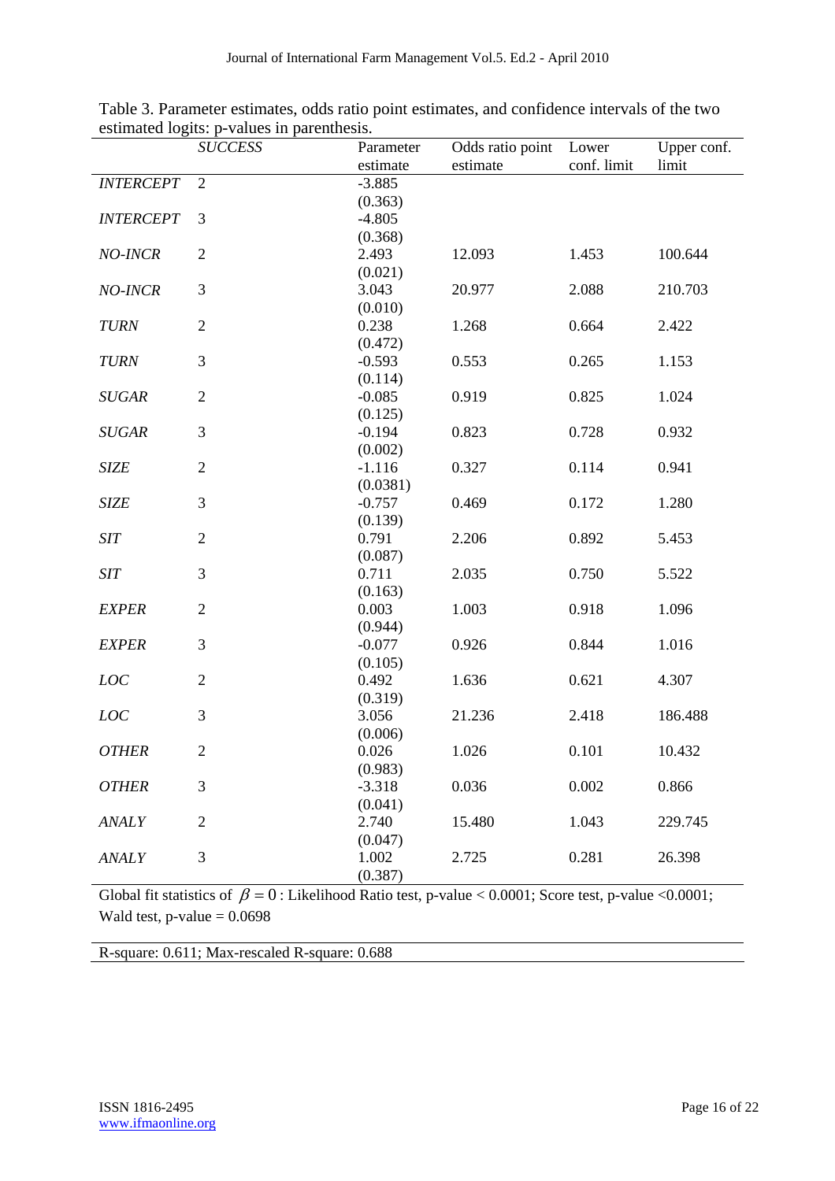Table 3. Parameter estimates, odds ratio point estimates, and confidence intervals of the two estimated logits: p-values in parenthesis.

| | *SUCCESS* | Parameter estimate | Odds ratio point estimate | Lower conf. limit | Upper conf. limit |
|---|---|---|---|---|---|
| *INTERCEPT* | 2 | -3.885 (0.363) | | | |
| *INTERCEPT* | 3 | -4.805 (0.368) | | | |
| *NO-INCR* | 2 | 2.493 (0.021) | 12.093 | 1.453 | 100.644 |
| *NO-INCR* | 3 | 3.043 (0.010) | 20.977 | 2.088 | 210.703 |
| *TURN* | 2 | 0.238 (0.472) | 1.268 | 0.664 | 2.422 |
| *TURN* | 3 | -0.593 (0.114) | 0.553 | 0.265 | 1.153 |
| *SUGAR* | 2 | -0.085 (0.125) | 0.919 | 0.825 | 1.024 |
| *SUGAR* | 3 | -0.194 (0.002) | 0.823 | 0.728 | 0.932 |
| *SIZE* | 2 | -1.116 (0.0381) | 0.327 | 0.114 | 0.941 |
| *SIZE* | 3 | -0.757 (0.139) | 0.469 | 0.172 | 1.280 |
| *SIT* | 2 | 0.791 (0.087) | 2.206 | 0.892 | 5.453 |
| *SIT* | 3 | 0.711 (0.163) | 2.035 | 0.750 | 5.522 |
| *EXPER* | 2 | 0.003 (0.944) | 1.003 | 0.918 | 1.096 |
| *EXPER* | 3 | -0.077 (0.105) | 0.926 | 0.844 | 1.016 |
| *LOC* | 2 | 0.492 (0.319) | 1.636 | 0.621 | 4.307 |
| *LOC* | 3 | 3.056 (0.006) | 21.236 | 2.418 | 186.488 |
| *OTHER* | 2 | 0.026 (0.983) | 1.026 | 0.101 | 10.432 |
| *OTHER* | 3 | -3.318 (0.041) | 0.036 | 0.002 | 0.866 |
| *ANALY* | 2 | 2.740 (0.047) | 15.480 | 1.043 | 229.745 |
| *ANALY* | 3 | 1.002 (0.387) | 2.725 | 0.281 | 26.398 |

Global fit statistics of $\beta = 0$ : Likelihood Ratio test, p-value < 0.0001; Score test, p-value <0.0001; Wald test, p-value = 0.0698

R-square: 0.611; Max-rescaled R-square: 0.688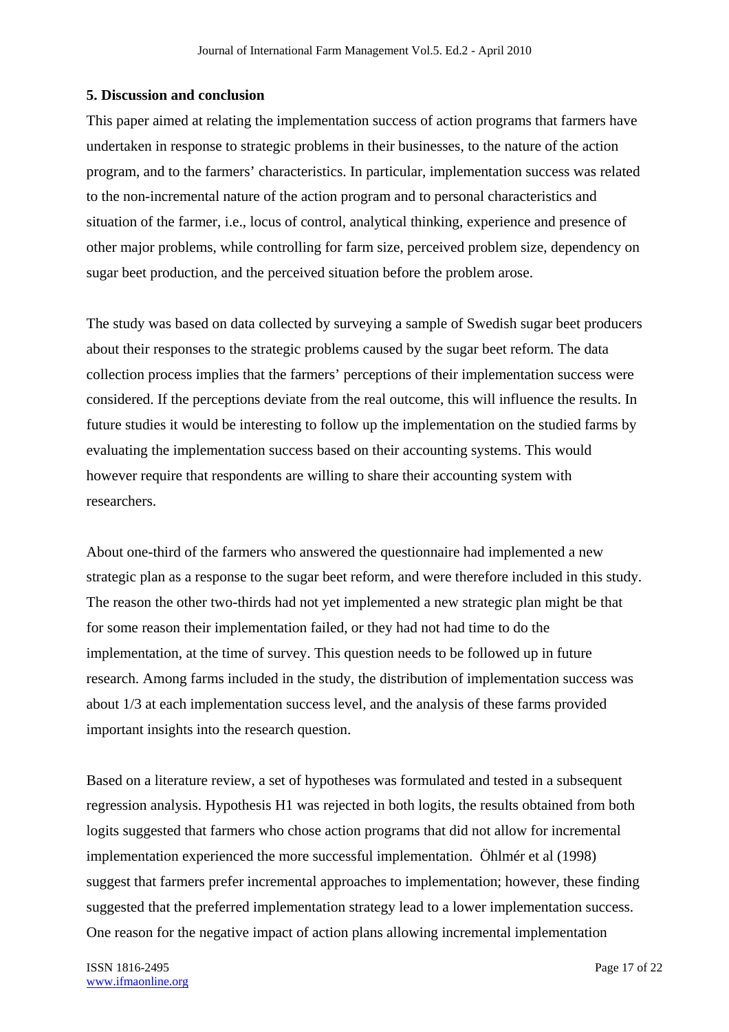## 5. Discussion and conclusion

This paper aimed at relating the implementation success of action programs that farmers have undertaken in response to strategic problems in their businesses, to the nature of the action program, and to the farmers' characteristics. In particular, implementation success was related to the non-incremental nature of the action program and to personal characteristics and situation of the farmer, i.e., locus of control, analytical thinking, experience and presence of other major problems, while controlling for farm size, perceived problem size, dependency on sugar beet production, and the perceived situation before the problem arose.

The study was based on data collected by surveying a sample of Swedish sugar beet producers about their responses to the strategic problems caused by the sugar beet reform. The data collection process implies that the farmers' perceptions of their implementation success were considered. If the perceptions deviate from the real outcome, this will influence the results. In future studies it would be interesting to follow up the implementation on the studied farms by evaluating the implementation success based on their accounting systems. This would however require that respondents are willing to share their accounting system with researchers.

About one-third of the farmers who answered the questionnaire had implemented a new strategic plan as a response to the sugar beet reform, and were therefore included in this study. The reason the other two-thirds had not yet implemented a new strategic plan might be that for some reason their implementation failed, or they had not had time to do the implementation, at the time of survey. This question needs to be followed up in future research. Among farms included in the study, the distribution of implementation success was about 1/3 at each implementation success level, and the analysis of these farms provided important insights into the research question.

Based on a literature review, a set of hypotheses was formulated and tested in a subsequent regression analysis. Hypothesis H1 was rejected in both logits, the results obtained from both logits suggested that farmers who chose action programs that did not allow for incremental implementation experienced the more successful implementation. Öhlmér et al (1998) suggest that farmers prefer incremental approaches to implementation; however, these finding suggested that the preferred implementation strategy lead to a lower implementation success. One reason for the negative impact of action plans allowing incremental implementation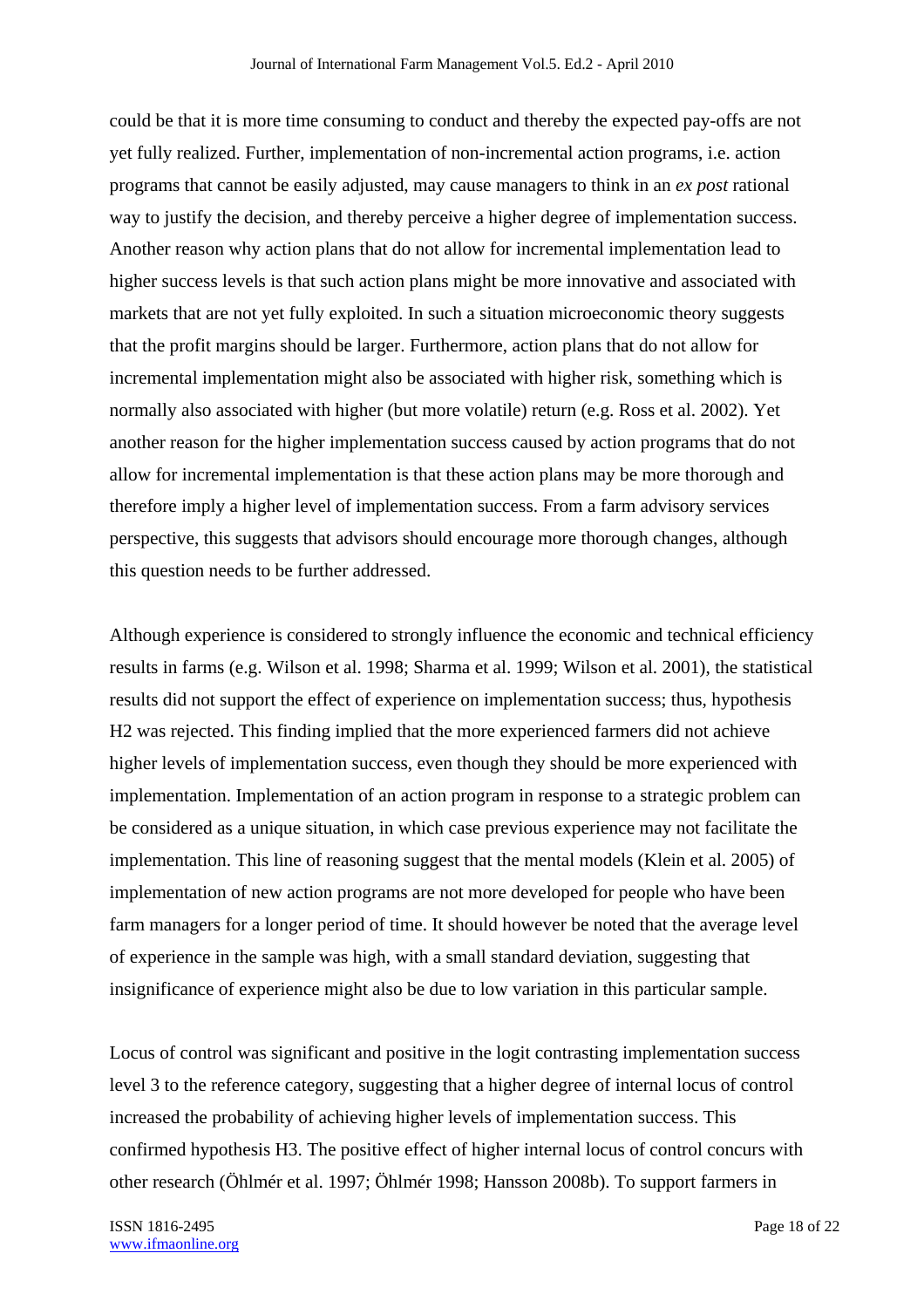could be that it is more time consuming to conduct and thereby the expected pay-offs are not yet fully realized. Further, implementation of non-incremental action programs, i.e. action programs that cannot be easily adjusted, may cause managers to think in an *ex post* rational way to justify the decision, and thereby perceive a higher degree of implementation success. Another reason why action plans that do not allow for incremental implementation lead to higher success levels is that such action plans might be more innovative and associated with markets that are not yet fully exploited. In such a situation microeconomic theory suggests that the profit margins should be larger. Furthermore, action plans that do not allow for incremental implementation might also be associated with higher risk, something which is normally also associated with higher (but more volatile) return (e.g. Ross et al. 2002). Yet another reason for the higher implementation success caused by action programs that do not allow for incremental implementation is that these action plans may be more thorough and therefore imply a higher level of implementation success. From a farm advisory services perspective, this suggests that advisors should encourage more thorough changes, although this question needs to be further addressed.

Although experience is considered to strongly influence the economic and technical efficiency results in farms (e.g. Wilson et al. 1998; Sharma et al. 1999; Wilson et al. 2001), the statistical results did not support the effect of experience on implementation success; thus, hypothesis H2 was rejected. This finding implied that the more experienced farmers did not achieve higher levels of implementation success, even though they should be more experienced with implementation. Implementation of an action program in response to a strategic problem can be considered as a unique situation, in which case previous experience may not facilitate the implementation. This line of reasoning suggest that the mental models (Klein et al. 2005) of implementation of new action programs are not more developed for people who have been farm managers for a longer period of time. It should however be noted that the average level of experience in the sample was high, with a small standard deviation, suggesting that insignificance of experience might also be due to low variation in this particular sample.

Locus of control was significant and positive in the logit contrasting implementation success level 3 to the reference category, suggesting that a higher degree of internal locus of control increased the probability of achieving higher levels of implementation success. This confirmed hypothesis H3. The positive effect of higher internal locus of control concurs with other research (Öhlmér et al. 1997; Öhlmér 1998; Hansson 2008b). To support farmers in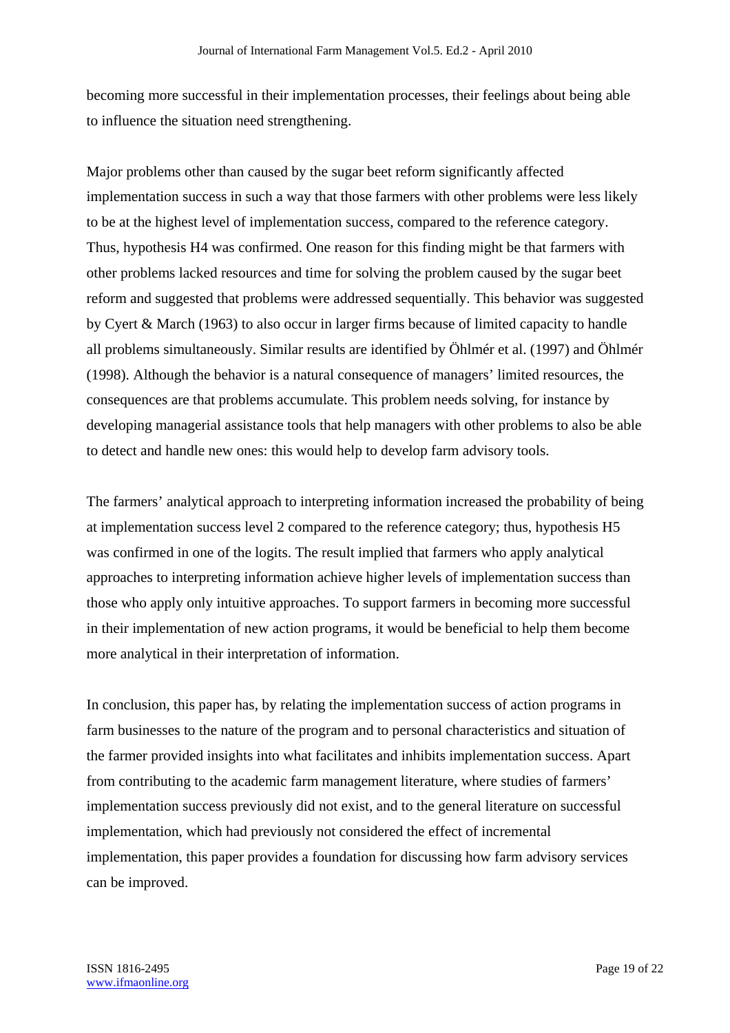becoming more successful in their implementation processes, their feelings about being able to influence the situation need strengthening.

Major problems other than caused by the sugar beet reform significantly affected implementation success in such a way that those farmers with other problems were less likely to be at the highest level of implementation success, compared to the reference category. Thus, hypothesis H4 was confirmed. One reason for this finding might be that farmers with other problems lacked resources and time for solving the problem caused by the sugar beet reform and suggested that problems were addressed sequentially. This behavior was suggested by Cyert & March (1963) to also occur in larger firms because of limited capacity to handle all problems simultaneously. Similar results are identified by Öhlmér et al. (1997) and Öhlmér (1998). Although the behavior is a natural consequence of managers' limited resources, the consequences are that problems accumulate. This problem needs solving, for instance by developing managerial assistance tools that help managers with other problems to also be able to detect and handle new ones: this would help to develop farm advisory tools.

The farmers' analytical approach to interpreting information increased the probability of being at implementation success level 2 compared to the reference category; thus, hypothesis H5 was confirmed in one of the logits. The result implied that farmers who apply analytical approaches to interpreting information achieve higher levels of implementation success than those who apply only intuitive approaches. To support farmers in becoming more successful in their implementation of new action programs, it would be beneficial to help them become more analytical in their interpretation of information.

In conclusion, this paper has, by relating the implementation success of action programs in farm businesses to the nature of the program and to personal characteristics and situation of the farmer provided insights into what facilitates and inhibits implementation success. Apart from contributing to the academic farm management literature, where studies of farmers' implementation success previously did not exist, and to the general literature on successful implementation, which had previously not considered the effect of incremental implementation, this paper provides a foundation for discussing how farm advisory services can be improved.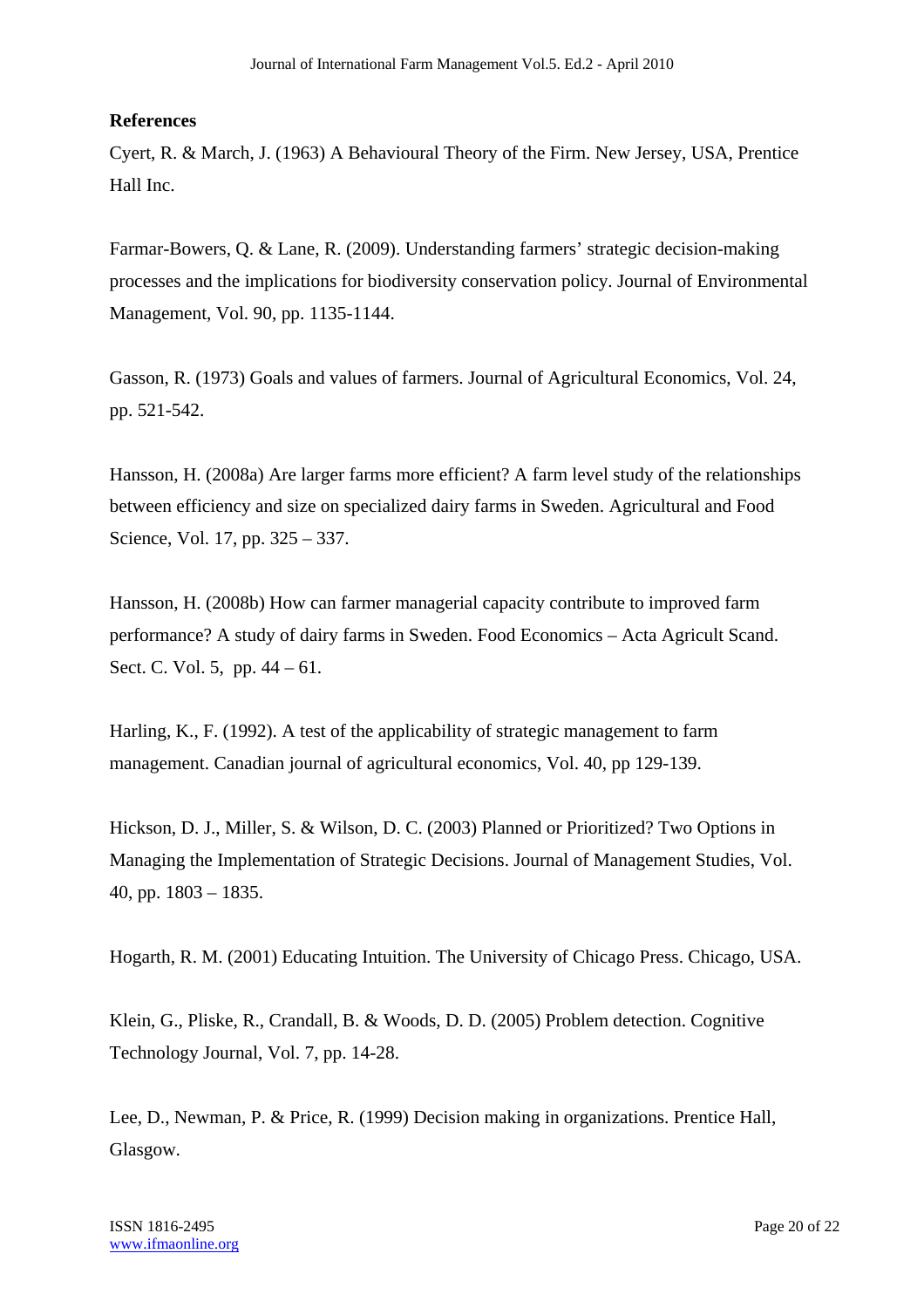**References**

Cyert, R. & March, J. (1963) A Behavioural Theory of the Firm. New Jersey, USA, Prentice Hall Inc.

Farmar-Bowers, Q. & Lane, R. (2009). Understanding farmers' strategic decision-making processes and the implications for biodiversity conservation policy. Journal of Environmental Management, Vol. 90, pp. 1135-1144.

Gasson, R. (1973) Goals and values of farmers. Journal of Agricultural Economics, Vol. 24, pp. 521-542.

Hansson, H. (2008a) Are larger farms more efficient? A farm level study of the relationships between efficiency and size on specialized dairy farms in Sweden. Agricultural and Food Science, Vol. 17, pp. 325 – 337.

Hansson, H. (2008b) How can farmer managerial capacity contribute to improved farm performance? A study of dairy farms in Sweden. Food Economics – Acta Agricult Scand. Sect. C. Vol. 5, pp. 44 – 61.

Harling, K., F. (1992). A test of the applicability of strategic management to farm management. Canadian journal of agricultural economics, Vol. 40, pp 129-139.

Hickson, D. J., Miller, S. & Wilson, D. C. (2003) Planned or Prioritized? Two Options in Managing the Implementation of Strategic Decisions. Journal of Management Studies, Vol. 40, pp. 1803 – 1835.

Hogarth, R. M. (2001) Educating Intuition. The University of Chicago Press. Chicago, USA.

Klein, G., Pliske, R., Crandall, B. & Woods, D. D. (2005) Problem detection. Cognitive Technology Journal, Vol. 7, pp. 14-28.

Lee, D., Newman, P. & Price, R. (1999) Decision making in organizations. Prentice Hall, Glasgow.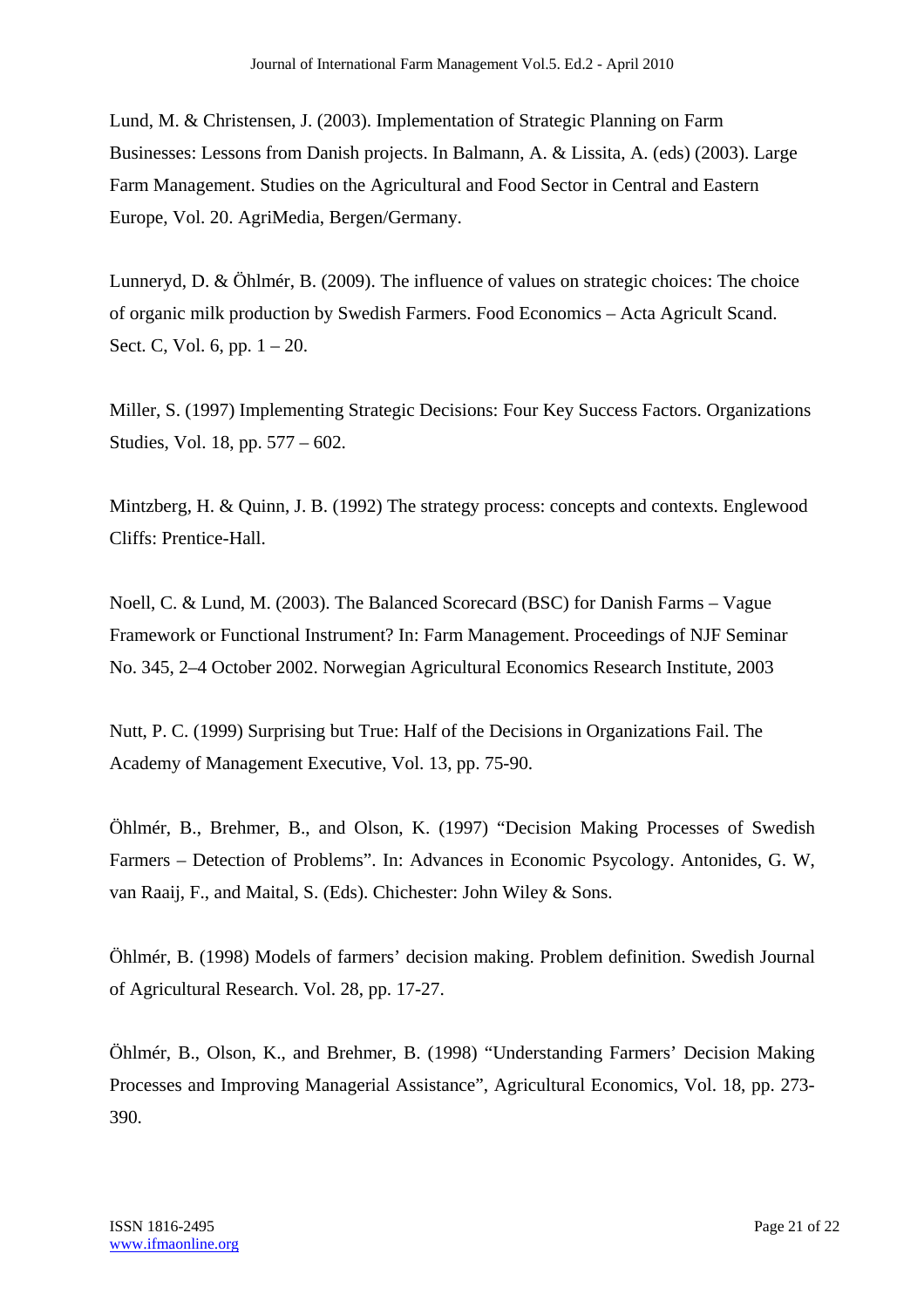Lund, M. & Christensen, J. (2003). Implementation of Strategic Planning on Farm Businesses: Lessons from Danish projects. In Balmann, A. & Lissita, A. (eds) (2003). Large Farm Management. Studies on the Agricultural and Food Sector in Central and Eastern Europe, Vol. 20. AgriMedia, Bergen/Germany.

Lunneryd, D. & Öhlmér, B. (2009). The influence of values on strategic choices: The choice of organic milk production by Swedish Farmers. Food Economics – Acta Agricult Scand. Sect. C, Vol. 6, pp. 1 – 20.

Miller, S. (1997) Implementing Strategic Decisions: Four Key Success Factors. Organizations Studies, Vol. 18, pp. 577 – 602.

Mintzberg, H. & Quinn, J. B. (1992) The strategy process: concepts and contexts. Englewood Cliffs: Prentice-Hall.

Noell, C. & Lund, M. (2003). The Balanced Scorecard (BSC) for Danish Farms – Vague Framework or Functional Instrument? In: Farm Management. Proceedings of NJF Seminar No. 345, 2–4 October 2002. Norwegian Agricultural Economics Research Institute, 2003

Nutt, P. C. (1999) Surprising but True: Half of the Decisions in Organizations Fail. The Academy of Management Executive, Vol. 13, pp. 75-90.

Öhlmér, B., Brehmer, B., and Olson, K. (1997) "Decision Making Processes of Swedish Farmers – Detection of Problems". In: Advances in Economic Psycology. Antonides, G. W, van Raaij, F., and Maital, S. (Eds). Chichester: John Wiley & Sons.

Öhlmér, B. (1998) Models of farmers' decision making. Problem definition. Swedish Journal of Agricultural Research. Vol. 28, pp. 17-27.

Öhlmér, B., Olson, K., and Brehmer, B. (1998) "Understanding Farmers' Decision Making Processes and Improving Managerial Assistance", Agricultural Economics, Vol. 18, pp. 273-390.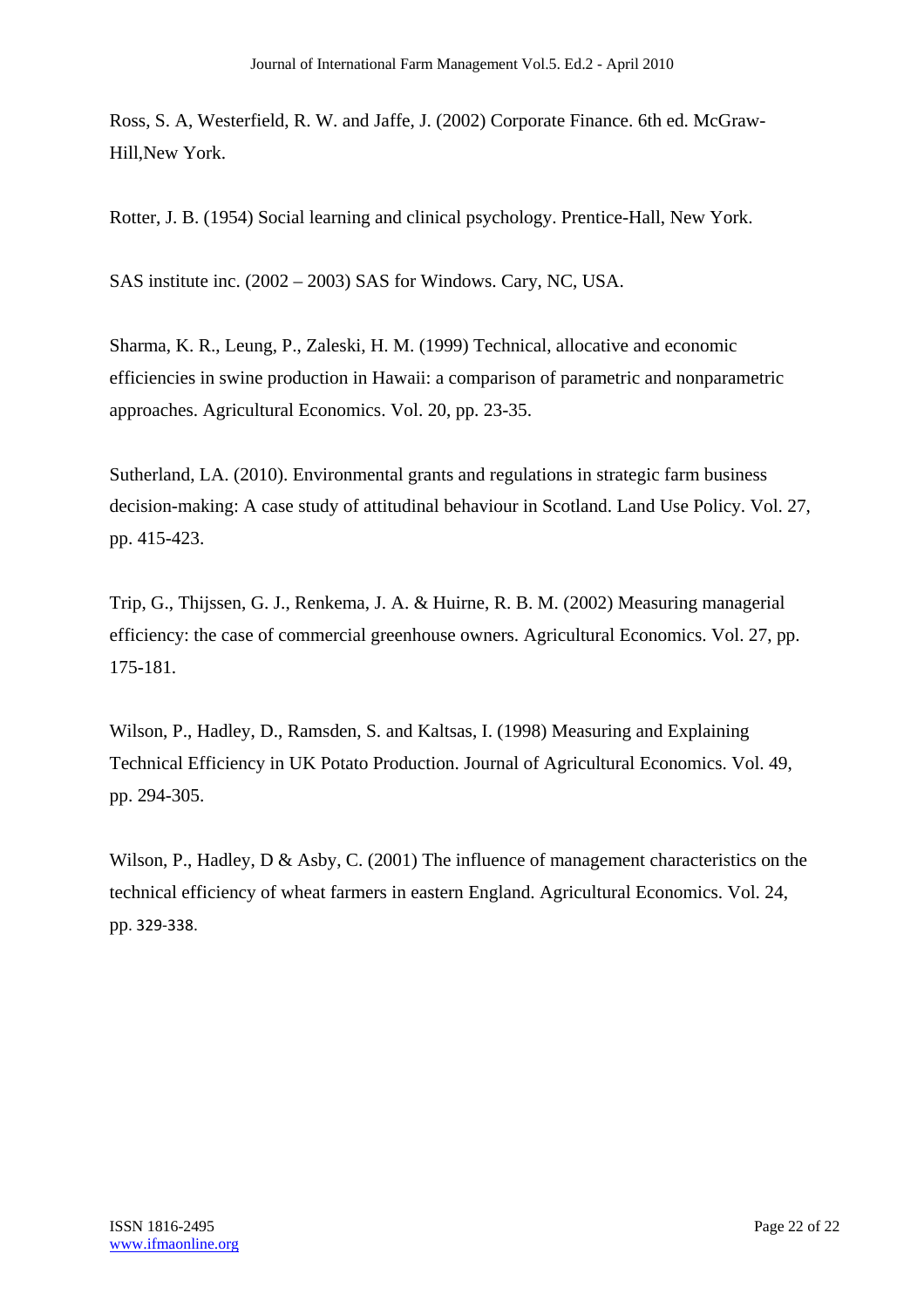Ross, S. A, Westerfield, R. W. and Jaffe, J. (2002) Corporate Finance. 6th ed. McGraw-Hill,New York.

Rotter, J. B. (1954) Social learning and clinical psychology. Prentice-Hall, New York.

SAS institute inc. (2002 – 2003) SAS for Windows. Cary, NC, USA.

Sharma, K. R., Leung, P., Zaleski, H. M. (1999) Technical, allocative and economic efficiencies in swine production in Hawaii: a comparison of parametric and nonparametric approaches. Agricultural Economics. Vol. 20, pp. 23-35.

Sutherland, LA. (2010). Environmental grants and regulations in strategic farm business decision-making: A case study of attitudinal behaviour in Scotland. Land Use Policy. Vol. 27, pp. 415-423.

Trip, G., Thijssen, G. J., Renkema, J. A. & Huirne, R. B. M. (2002) Measuring managerial efficiency: the case of commercial greenhouse owners. Agricultural Economics. Vol. 27, pp. 175-181.

Wilson, P., Hadley, D., Ramsden, S. and Kaltsas, I. (1998) Measuring and Explaining Technical Efficiency in UK Potato Production. Journal of Agricultural Economics. Vol. 49, pp. 294-305.

Wilson, P., Hadley, D & Asby, C. (2001) The influence of management characteristics on the technical efficiency of wheat farmers in eastern England. Agricultural Economics. Vol. 24, pp. 329-338.